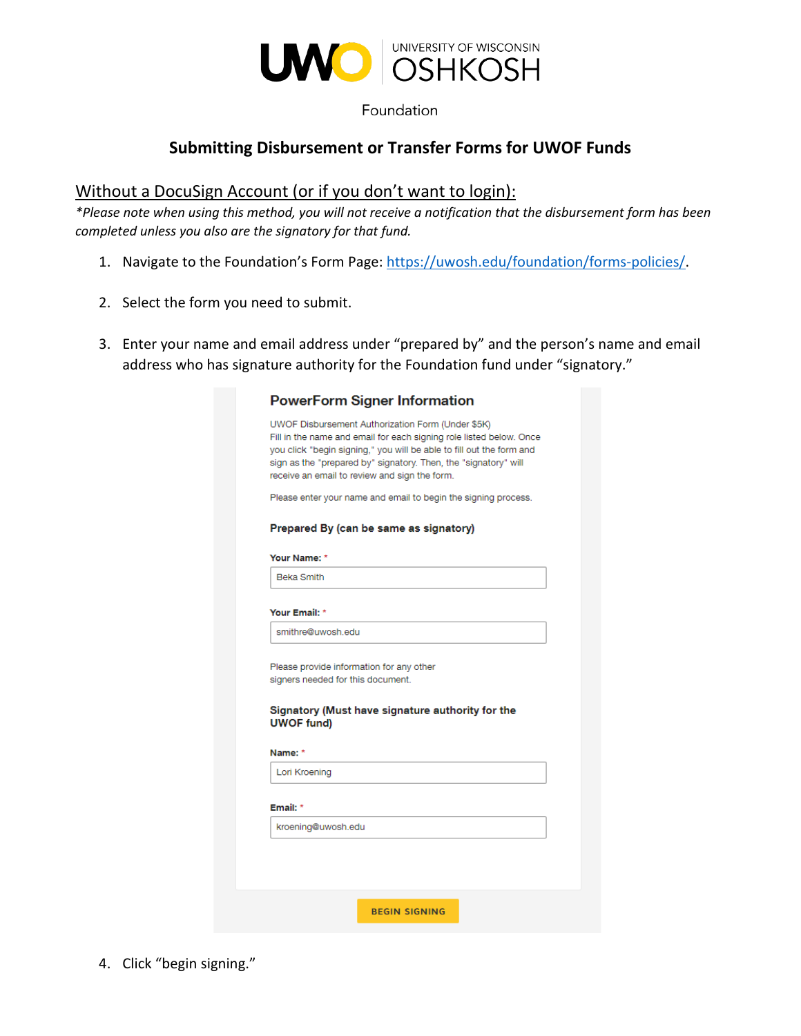UNIVERSITY OF WISCONSIN OSHKOSH

Foundation

# Submitting Disbursement or Transfer Forms for UWOF Funds

## Without a DocuSign Account (or if you don't want to login):

*\*Please note when using this method, you will not receive a notification that the disbursement form has been completed unless you also are the signatory for that fund.*

1. Navigate to the Foundation's Form Page: https://uwosh.edu/foundation/forms-policies/.

2. Select the form you need to submit.

3. Enter your name and email address under "prepared by" and the person's name and email address who has signature authority for the Foundation fund under "signatory."

   **PowerForm Signer Information**

   UWOF Disbursement Authorization Form (Under $5K)
   Fill in the name and email for each signing role listed below. Once you click "begin signing," you will be able to fill out the form and sign as the "prepared by" signatory. Then, the "signatory" will receive an email to review and sign the form.

   Please enter your name and email to begin the signing process.

   **Prepared By (can be same as signatory)**

   **Your Name:** * Beka Smith

   **Your Email:** * smithre@uwosh.edu

   Please provide information for any other signers needed for this document.

   **Signatory (Must have signature authority for the UWOF fund)**

   **Name:** * Lori Kroening

   **Email:** * kroening@uwosh.edu

   BEGIN SIGNING

4. Click "begin signing."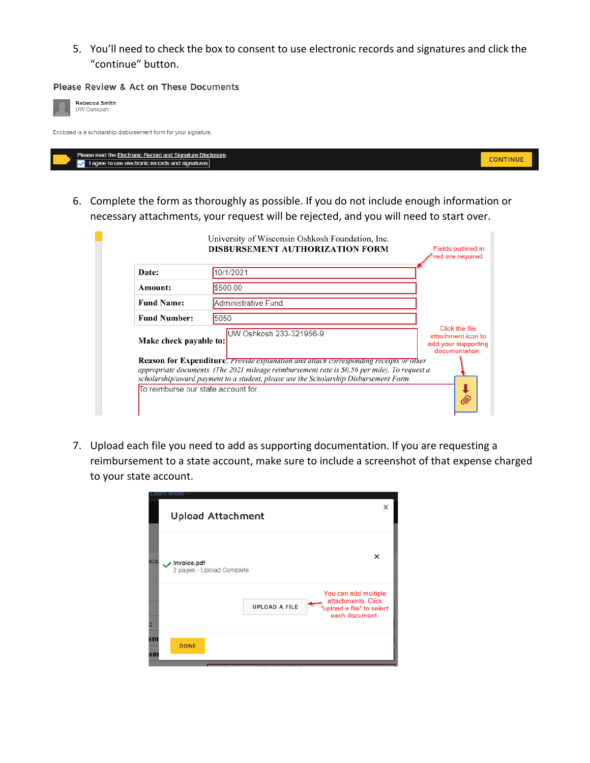5. You'll need to check the box to consent to use electronic records and signatures and click the "continue" button.

Please Review & Act on These Documents

Rebecca Smith
UW Oshkosh

Enclosed is a scholarship disbursement form for your signature.

Please read the Electronic Record and Signature Disclosure.
☑ I agree to use electronic records and signatures.

CONTINUE

6. Complete the form as thoroughly as possible. If you do not include enough information or necessary attachments, your request will be rejected, and you will need to start over.

University of Wisconsin Oshkosh Foundation, Inc.
**DISBURSEMENT AUTHORIZATION FORM**

Fields outlined in red are required.

| | |
|---|---|
| **Date:** | 10/1/2021 |
| **Amount:** | $500.00 |
| **Fund Name:** | Administrative Fund |
| **Fund Number:** | 5050 |
| **Make check payable to:** | UW Oshkosh 233-321956-9 |

Click the file attachment icon to add your supporting documentation.

**Reason for Expenditure**: *Provide explanation and attach corresponding receipts or other appropriate documents. (The 2021 mileage reimbursement rate is $0.56 per mile). To request a scholarship/award payment to a student, please use the Scholarship Disbursement Form.*

To reimburse our state account for...

7. Upload each file you need to add as supporting documentation. If you are requesting a reimbursement to a state account, make sure to include a screenshot of that expense charged to your state account.

Upload Attachment

Invoice.pdf
2 pages - Upload Complete

UPLOAD A FILE

You can add multiple attachments. Click "upload a file" to select each document.

DONE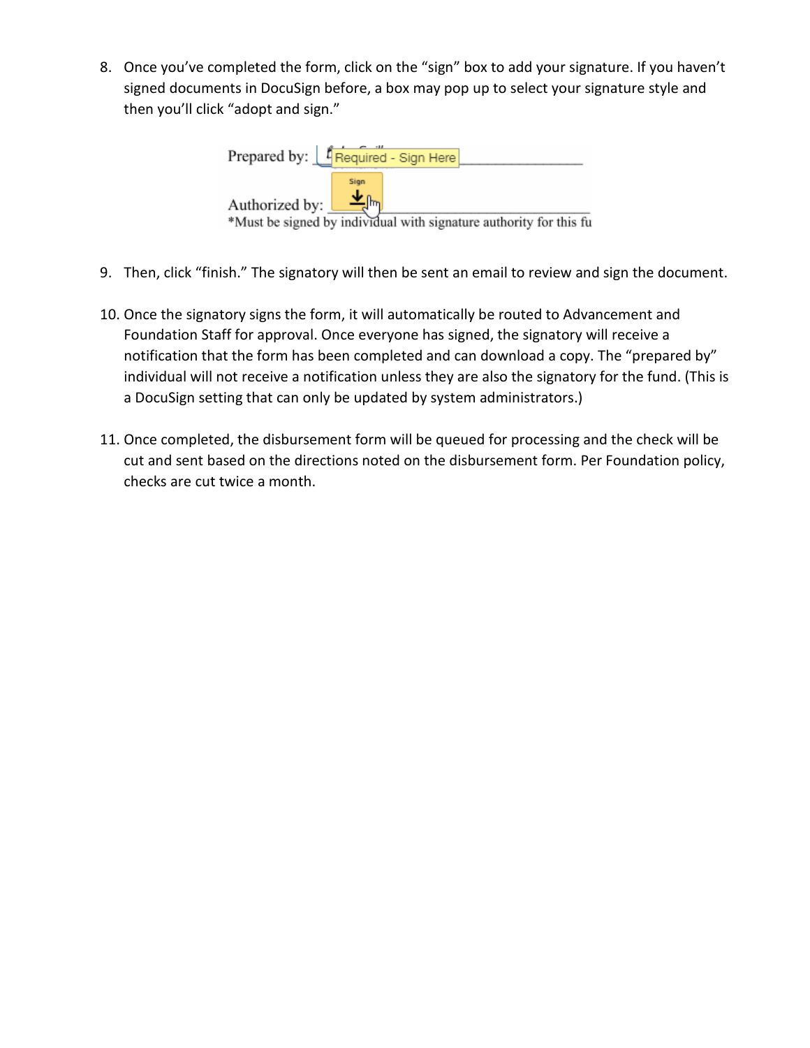8. Once you've completed the form, click on the "sign" box to add your signature. If you haven't signed documents in DocuSign before, a box may pop up to select your signature style and then you'll click "adopt and sign."

9. Then, click "finish." The signatory will then be sent an email to review and sign the document.

10. Once the signatory signs the form, it will automatically be routed to Advancement and Foundation Staff for approval. Once everyone has signed, the signatory will receive a notification that the form has been completed and can download a copy. The "prepared by" individual will not receive a notification unless they are also the signatory for the fund. (This is a DocuSign setting that can only be updated by system administrators.)

11. Once completed, the disbursement form will be queued for processing and the check will be cut and sent based on the directions noted on the disbursement form. Per Foundation policy, checks are cut twice a month.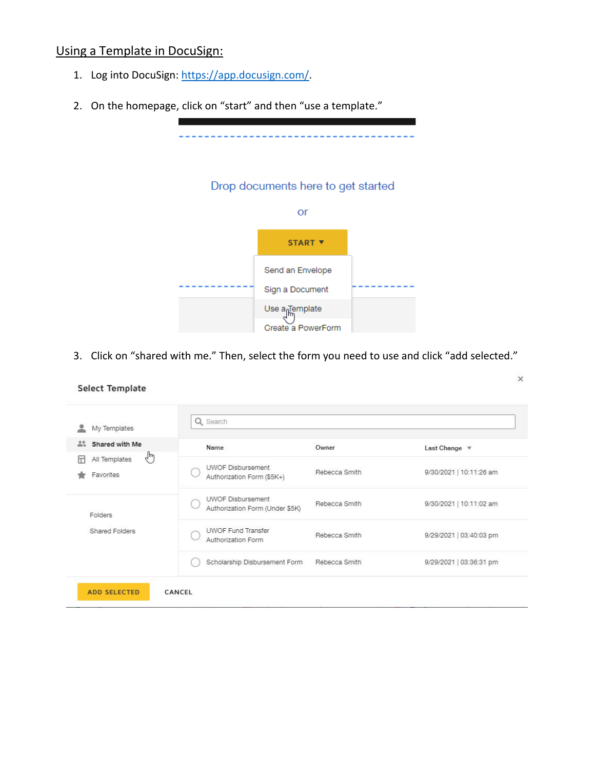## Using a Template in DocuSign:

1. Log into DocuSign: https://app.docusign.com/.

2. On the homepage, click on "start" and then "use a template."

3. Click on "shared with me." Then, select the form you need to use and click "add selected."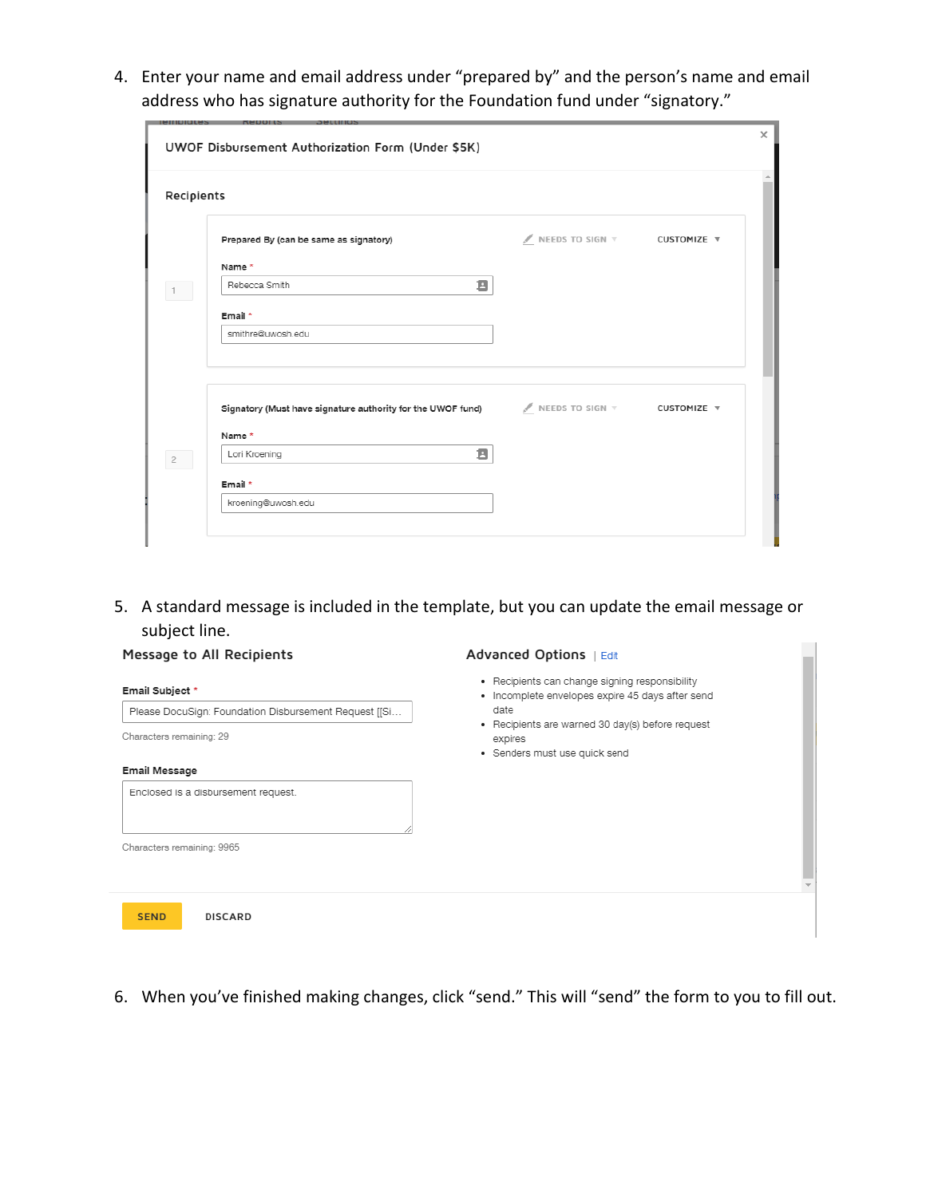4. Enter your name and email address under "prepared by" and the person's name and email address who has signature authority for the Foundation fund under "signatory."

UWOF Disbursement Authorization Form (Under $5K)

Recipients

1

Prepared By (can be same as signatory) NEEDS TO SIGN CUSTOMIZE

Name *

Rebecca Smith

Email *

smithre@uwosh.edu

2

Signatory (Must have signature authority for the UWOF fund) NEEDS TO SIGN CUSTOMIZE

Name *

Lori Kroening

Email *

kroening@uwosh.edu

5. A standard message is included in the template, but you can update the email message or subject line.

Message to All Recipients

Email Subject *

Please DocuSign: Foundation Disbursement Request [[Si…

Characters remaining: 29

Email Message

Enclosed is a disbursement request.

Characters remaining: 9965

Advanced Options | Edit

- Recipients can change signing responsibility
- Incomplete envelopes expire 45 days after send date
- Recipients are warned 30 day(s) before request expires
- Senders must use quick send

SEND DISCARD

6. When you've finished making changes, click "send." This will "send" the form to you to fill out.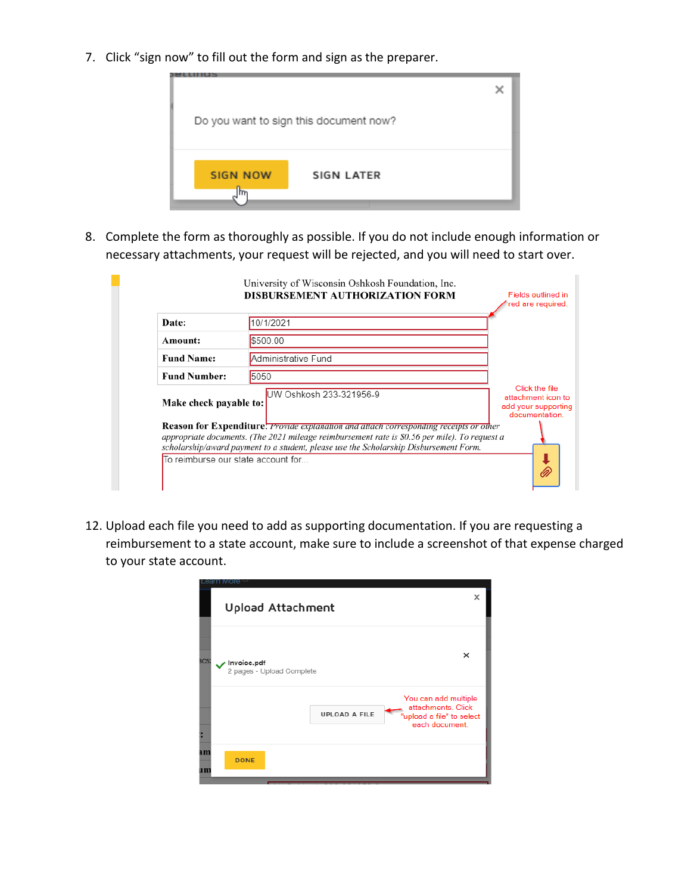7. Click "sign now" to fill out the form and sign as the preparer.

Do you want to sign this document now?

SIGN NOW    SIGN LATER

8. Complete the form as thoroughly as possible. If you do not include enough information or necessary attachments, your request will be rejected, and you will need to start over.

University of Wisconsin Oshkosh Foundation, Inc.
**DISBURSEMENT AUTHORIZATION FORM**

Fields outlined in red are required.

| | |
|---|---|
| **Date:** | 10/1/2021 |
| **Amount:** | $500.00 |
| **Fund Name:** | Administrative Fund |
| **Fund Number:** | 5050 |

**Make check payable to:** UW Oshkosh 233-321956-9

Click the file attachment icon to add your supporting documentation.

**Reason for Expenditure:** *Provide explanation and attach corresponding receipts or other appropriate documents. (The 2021 mileage reimbursement rate is $0.56 per mile). To request a scholarship/award payment to a student, please use the Scholarship Disbursement Form.*

To reimburse our state account for...

12. Upload each file you need to add as supporting documentation. If you are requesting a reimbursement to a state account, make sure to include a screenshot of that expense charged to your state account.

Upload Attachment

Invoice.pdf
2 pages - Upload Complete

UPLOAD A FILE

You can add multiple attachments. Click "upload a file" to select each document.

DONE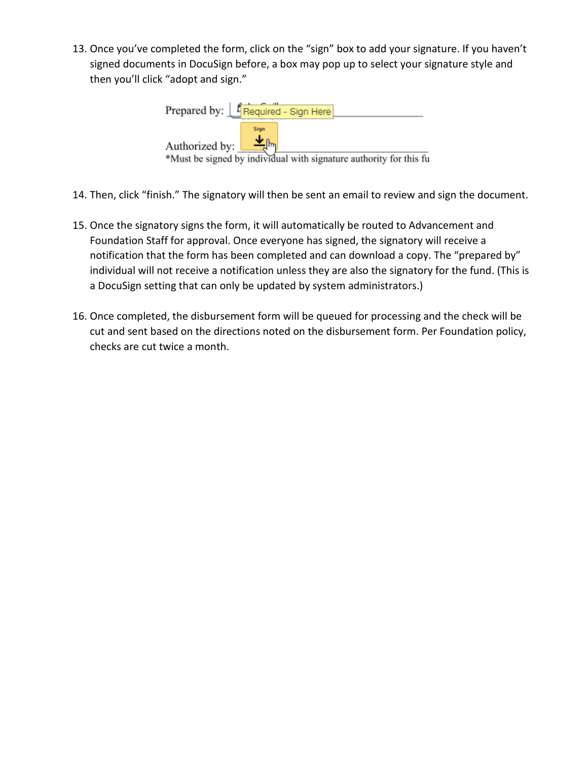13. Once you've completed the form, click on the "sign" box to add your signature. If you haven't signed documents in DocuSign before, a box may pop up to select your signature style and then you'll click "adopt and sign."

Prepared by: Required - Sign Here

Sign

Authorized by:

*Must be signed by individual with signature authority for this fu

14. Then, click "finish." The signatory will then be sent an email to review and sign the document.

15. Once the signatory signs the form, it will automatically be routed to Advancement and Foundation Staff for approval. Once everyone has signed, the signatory will receive a notification that the form has been completed and can download a copy. The "prepared by" individual will not receive a notification unless they are also the signatory for the fund. (This is a DocuSign setting that can only be updated by system administrators.)

16. Once completed, the disbursement form will be queued for processing and the check will be cut and sent based on the directions noted on the disbursement form. Per Foundation policy, checks are cut twice a month.